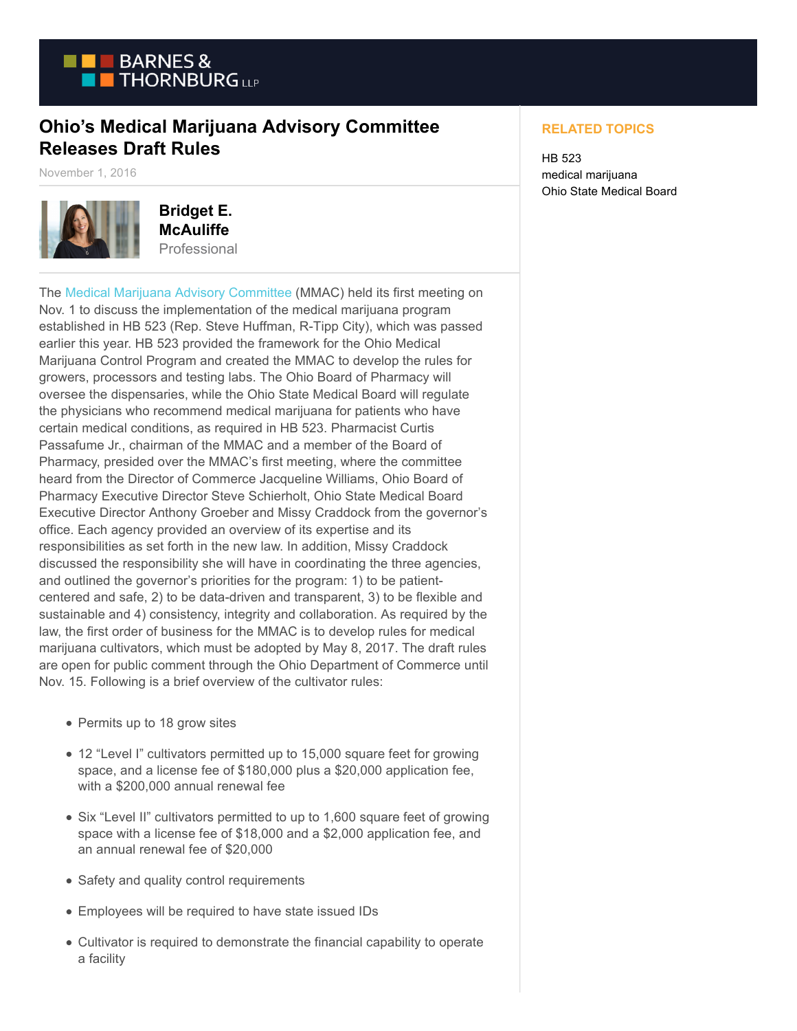# Ohio's Medical Marijuana Advisory Committee Releases Draft Rules

November 1, 2016

**Bridget E. McAuliffe**
Professional

The Medical Marijuana Advisory Committee (MMAC) held its first meeting on Nov. 1 to discuss the implementation of the medical marijuana program established in HB 523 (Rep. Steve Huffman, R-Tipp City), which was passed earlier this year. HB 523 provided the framework for the Ohio Medical Marijuana Control Program and created the MMAC to develop the rules for growers, processors and testing labs. The Ohio Board of Pharmacy will oversee the dispensaries, while the Ohio State Medical Board will regulate the physicians who recommend medical marijuana for patients who have certain medical conditions, as required in HB 523. Pharmacist Curtis Passafume Jr., chairman of the MMAC and a member of the Board of Pharmacy, presided over the MMAC's first meeting, where the committee heard from the Director of Commerce Jacqueline Williams, Ohio Board of Pharmacy Executive Director Steve Schierholt, Ohio State Medical Board Executive Director Anthony Groeber and Missy Craddock from the governor's office. Each agency provided an overview of its expertise and its responsibilities as set forth in the new law. In addition, Missy Craddock discussed the responsibility she will have in coordinating the three agencies, and outlined the governor's priorities for the program: 1) to be patient-centered and safe, 2) to be data-driven and transparent, 3) to be flexible and sustainable and 4) consistency, integrity and collaboration. As required by the law, the first order of business for the MMAC is to develop rules for medical marijuana cultivators, which must be adopted by May 8, 2017. The draft rules are open for public comment through the Ohio Department of Commerce until Nov. 15. Following is a brief overview of the cultivator rules:

- Permits up to 18 grow sites
- 12 "Level I" cultivators permitted up to 15,000 square feet for growing space, and a license fee of $180,000 plus a $20,000 application fee, with a $200,000 annual renewal fee
- Six "Level II" cultivators permitted to up to 1,600 square feet of growing space with a license fee of $18,000 and a $2,000 application fee, and an annual renewal fee of $20,000
- Safety and quality control requirements
- Employees will be required to have state issued IDs
- Cultivator is required to demonstrate the financial capability to operate a facility

**RELATED TOPICS**

HB 523
medical marijuana
Ohio State Medical Board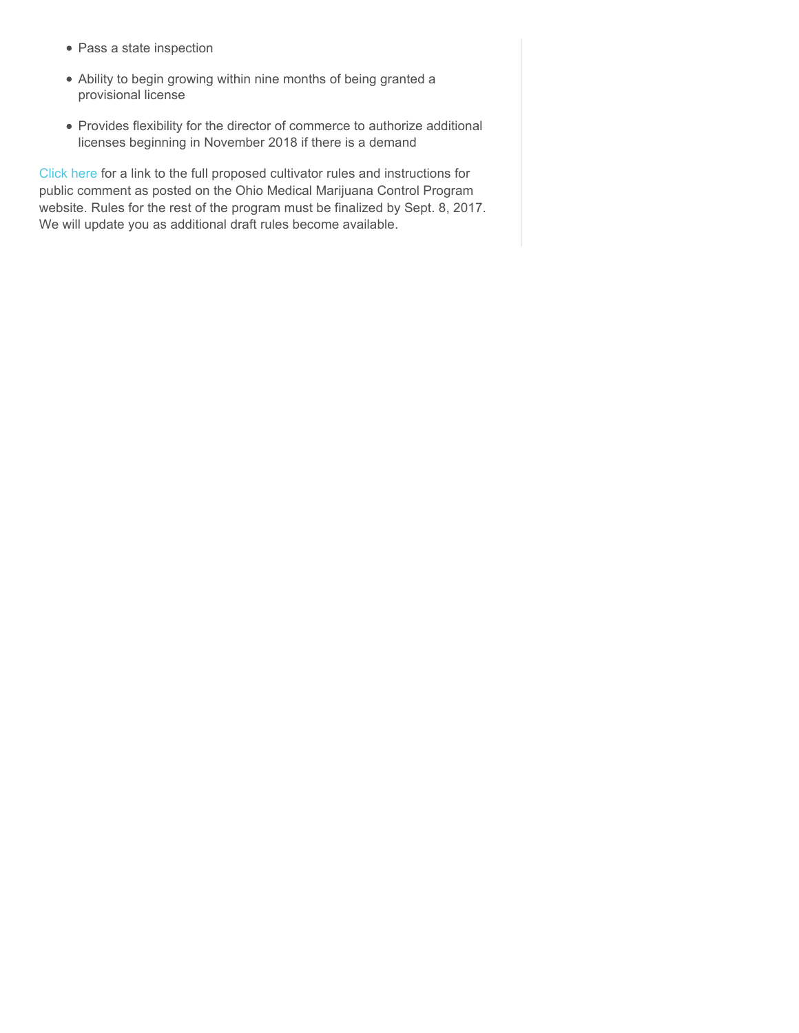- Pass a state inspection
- Ability to begin growing within nine months of being granted a provisional license
- Provides flexibility for the director of commerce to authorize additional licenses beginning in November 2018 if there is a demand

Click here for a link to the full proposed cultivator rules and instructions for public comment as posted on the Ohio Medical Marijuana Control Program website. Rules for the rest of the program must be finalized by Sept. 8, 2017. We will update you as additional draft rules become available.